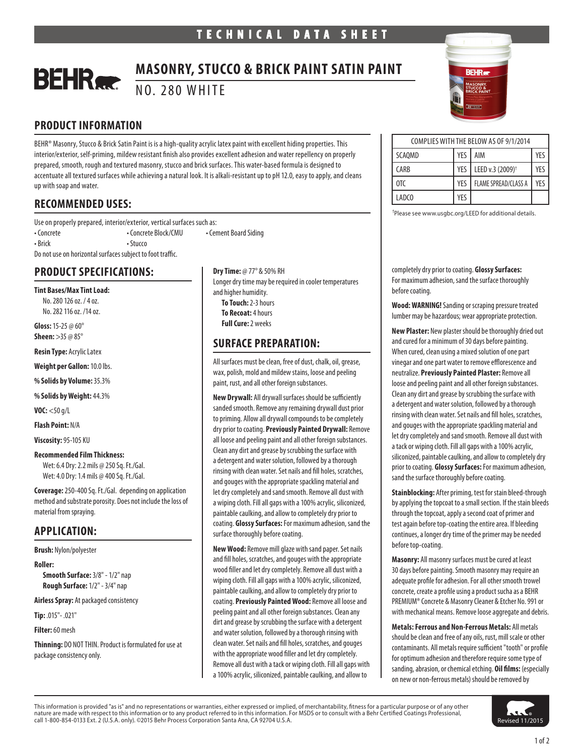TECHNICAL DATA SHEET

# BEHR MASONRY, STUCCO & BRICK PAINT SATIN PAINT

NO. 280 WHITE

## PRODUCT INFORMATION

BEHR® Masonry, Stucco & Brick Satin Paint is is a high-quality acrylic latex paint with excellent hiding properties. This interior/exterior, self-priming, mildew resistant finish also provides excellent adhesion and water repellency on properly prepared, smooth, rough and textured masonry, stucco and brick surfaces. This water-based formula is designed to accentuate all textured surfaces while achieving a natural look. It is alkali-resistant up to pH 12.0, easy to apply, and cleans up with soap and water.

| COMPLIES WITH THE BELOW AS OF 9/1/2014 | | | |
|---|---|---|---|
| SCAQMD | YES | AIM | YES |
| CARB | YES | LEED v.3 (2009)† | YES |
| OTC | YES | FLAME SPREAD/CLASS A | YES |
| LADCO | YES | | |

†Please see www.usgbc.org/LEED for additional details.

## RECOMMENDED USES:

Use on properly prepared, interior/exterior, vertical surfaces such as:

- Concrete
- Concrete Block/CMU
- Cement Board Siding
- Brick
- Stucco

Do not use on horizontal surfaces subject to foot traffic.

## PRODUCT SPECIFICATIONS:

**Tint Bases/Max Tint Load:**
No. 280 126 oz. / 4 oz.
No. 282 116 oz. /14 oz.

**Gloss:** 15-25 @ 60°
**Sheen:** >35 @ 85°

**Resin Type:** Acrylic Latex

**Weight per Gallon:** 10.0 lbs.

**% Solids by Volume:** 35.3%

**% Solids by Weight:** 44.3%

**VOC:** <50 g/L

**Flash Point:** N/A

**Viscosity:** 95-105 KU

**Recommended Film Thickness:**
Wet: 6.4 Dry: 2.2 mils @ 250 Sq. Ft./Gal.
Wet: 4.0 Dry: 1.4 mils @ 400 Sq. Ft./Gal.

**Coverage:** 250-400 Sq. Ft./Gal. depending on application method and substrate porosity. Does not include the loss of material from spraying.

## APPLICATION:

**Brush:** Nylon/polyester

**Roller:**
**Smooth Surface:** 3/8" - 1/2" nap
**Rough Surface:** 1/2" - 3/4" nap

**Airless Spray:** At packaged consistency

**Tip:** .015"- .021"

**Filter:** 60 mesh

**Thinning:** DO NOT THIN. Product is formulated for use at package consistency only.

**Dry Time:** @ 77° & 50% RH
Longer dry time may be required in cooler temperatures and higher humidity.
**To Touch:** 2-3 hours
**To Recoat:** 4 hours
**Full Cure:** 2 weeks

## SURFACE PREPARATION:

All surfaces must be clean, free of dust, chalk, oil, grease, wax, polish, mold and mildew stains, loose and peeling paint, rust, and all other foreign substances.

**New Drywall:** All drywall surfaces should be sufficiently sanded smooth. Remove any remaining drywall dust prior to priming. Allow all drywall compounds to be completely dry prior to coating. **Previously Painted Drywall:** Remove all loose and peeling paint and all other foreign substances. Clean any dirt and grease by scrubbing the surface with a detergent and water solution, followed by a thorough rinsing with clean water. Set nails and fill holes, scratches, and gouges with the appropriate spackling material and let dry completely and sand smooth. Remove all dust with a wiping cloth. Fill all gaps with a 100% acrylic, siliconized, paintable caulking, and allow to completely dry prior to coating. **Glossy Surfaces:** For maximum adhesion, sand the surface thoroughly before coating.

**New Wood:** Remove mill glaze with sand paper. Set nails and fill holes, scratches, and gouges with the appropriate wood filler and let dry completely. Remove all dust with a wiping cloth. Fill all gaps with a 100% acrylic, siliconized, paintable caulking, and allow to completely dry prior to coating. **Previously Painted Wood:** Remove all loose and peeling paint and all other foreign substances. Clean any dirt and grease by scrubbing the surface with a detergent and water solution, followed by a thorough rinsing with clean water. Set nails and fill holes, scratches, and gouges with the appropriate wood filler and let dry completely. Remove all dust with a tack or wiping cloth. Fill all gaps with a 100% acrylic, siliconized, paintable caulking, and allow to completely dry prior to coating. **Glossy Surfaces:** For maximum adhesion, sand the surface thoroughly before coating.

**Wood: WARNING!** Sanding or scraping pressure treated lumber may be hazardous; wear appropriate protection.

**New Plaster:** New plaster should be thoroughly dried out and cured for a minimum of 30 days before painting. When cured, clean using a mixed solution of one part vinegar and one part water to remove efflorescence and neutralize. **Previously Painted Plaster:** Remove all loose and peeling paint and all other foreign substances. Clean any dirt and grease by scrubbing the surface with a detergent and water solution, followed by a thorough rinsing with clean water. Set nails and fill holes, scratches, and gouges with the appropriate spackling material and let dry completely and sand smooth. Remove all dust with a tack or wiping cloth. Fill all gaps with a 100% acrylic, siliconized, paintable caulking, and allow to completely dry prior to coating. **Glossy Surfaces:** For maximum adhesion, sand the surface thoroughly before coating.

**Stainblocking:** After priming, test for stain bleed-through by applying the topcoat to a small section. If the stain bleeds through the topcoat, apply a second coat of primer and test again before top-coating the entire area. If bleeding continues, a longer dry time of the primer may be needed before top-coating.

**Masonry:** All masonry surfaces must be cured at least 30 days before painting. Smooth masonry may require an adequate profile for adhesion. For all other smooth trowel concrete, create a profile using a product sucha as a BEHR PREMIUM® Concrete & Masonry Cleaner & Etcher No. 991 or with mechanical means. Remove loose aggregate and debris.

**Metals: Ferrous and Non-Ferrous Metals:** All metals should be clean and free of any oils, rust, mill scale or other contaminants. All metals require sufficient "tooth" or profile for optimum adhesion and therefore require some type of sanding, abrasion, or chemical etching. **Oil films:** (especially on new or non-ferrous metals) should be removed by

This information is provided "as is" and no representations or warranties, either expressed or implied, of merchantability, fitness for a particular purpose or of any other nature are made with respect to this information or to any product referred to in this information. For MSDS or to consult with a Behr Certified Coatings Professional, call 1-800-854-0133 Ext. 2 (U.S.A. only). ©2015 Behr Process Corporation Santa Ana, CA 92704 U.S.A.

Revised 11/2015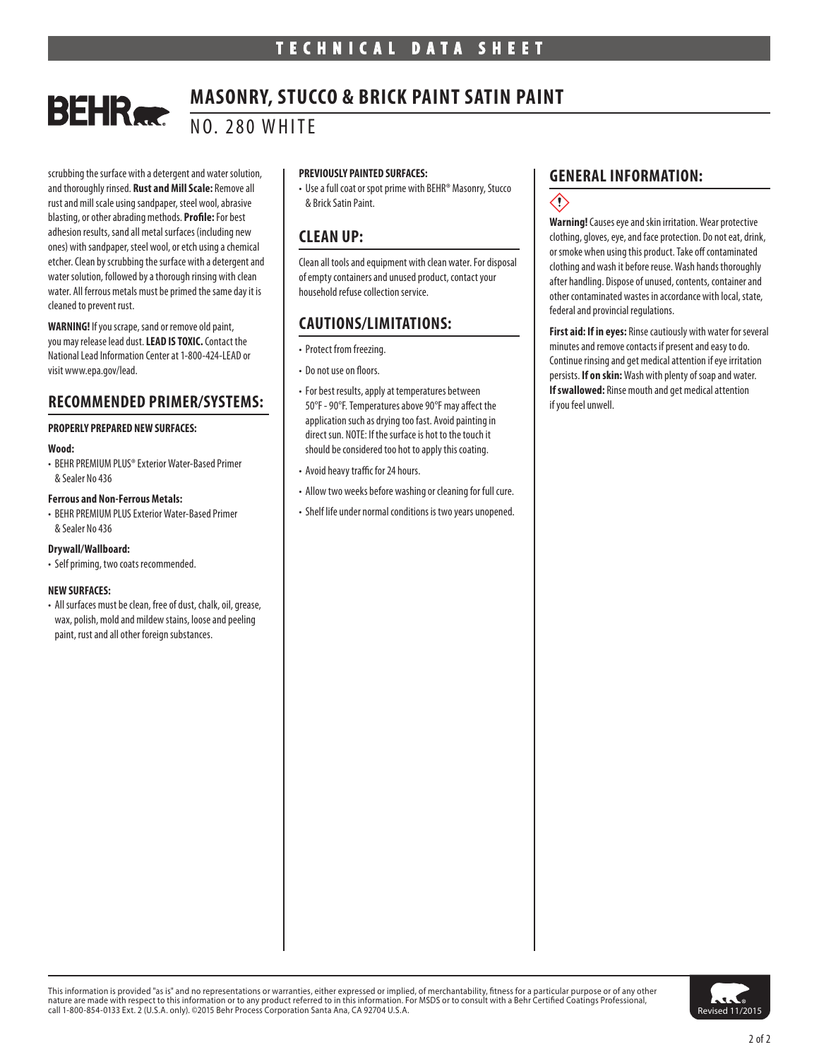scrubbing the surface with a detergent and water solution, and thoroughly rinsed. **Rust and Mill Scale:** Remove all rust and mill scale using sandpaper, steel wool, abrasive blasting, or other abrading methods. **Profile:** For best adhesion results, sand all metal surfaces (including new ones) with sandpaper, steel wool, or etch using a chemical etcher. Clean by scrubbing the surface with a detergent and water solution, followed by a thorough rinsing with clean water. All ferrous metals must be primed the same day it is cleaned to prevent rust.

**WARNING!** If you scrape, sand or remove old paint, you may release lead dust. **LEAD IS TOXIC.** Contact the National Lead Information Center at 1-800-424-LEAD or visit www.epa.gov/lead.

## RECOMMENDED PRIMER/SYSTEMS:

#### PROPERLY PREPARED NEW SURFACES:

**Wood:**

- BEHR PREMIUM PLUS® Exterior Water-Based Primer & Sealer No 436

**Ferrous and Non-Ferrous Metals:**

- BEHR PREMIUM PLUS Exterior Water-Based Primer & Sealer No 436

**Drywall/Wallboard:**

- Self priming, two coats recommended.

#### NEW SURFACES:

- All surfaces must be clean, free of dust, chalk, oil, grease, wax, polish, mold and mildew stains, loose and peeling paint, rust and all other foreign substances.

#### PREVIOUSLY PAINTED SURFACES:

- Use a full coat or spot prime with BEHR® Masonry, Stucco & Brick Satin Paint.

## CLEAN UP:

Clean all tools and equipment with clean water. For disposal of empty containers and unused product, contact your household refuse collection service.

## CAUTIONS/LIMITATIONS:

- Protect from freezing.
- Do not use on floors.
- For best results, apply at temperatures between 50°F - 90°F. Temperatures above 90°F may affect the application such as drying too fast. Avoid painting in direct sun. NOTE: If the surface is hot to the touch it should be considered too hot to apply this coating.
- Avoid heavy traffic for 24 hours.
- Allow two weeks before washing or cleaning for full cure.
- Shelf life under normal conditions is two years unopened.

## GENERAL INFORMATION:

**Warning!** Causes eye and skin irritation. Wear protective clothing, gloves, eye, and face protection. Do not eat, drink, or smoke when using this product. Take off contaminated clothing and wash it before reuse. Wash hands thoroughly after handling. Dispose of unused, contents, container and other contaminated wastes in accordance with local, state, federal and provincial regulations.

**First aid: If in eyes:** Rinse cautiously with water for several minutes and remove contacts if present and easy to do. Continue rinsing and get medical attention if eye irritation persists. **If on skin:** Wash with plenty of soap and water. **If swallowed:** Rinse mouth and get medical attention if you feel unwell.

This information is provided "as is" and no representations or warranties, either expressed or implied, of merchantability, fitness for a particular purpose or of any other nature are made with respect to this information or to any product referred to in this information. For MSDS or to consult with a Behr Certified Coatings Professional, call 1-800-854-0133 Ext. 2 (U.S.A. only). ©2015 Behr Process Corporation Santa Ana, CA 92704 U.S.A.

Revised 11/2015